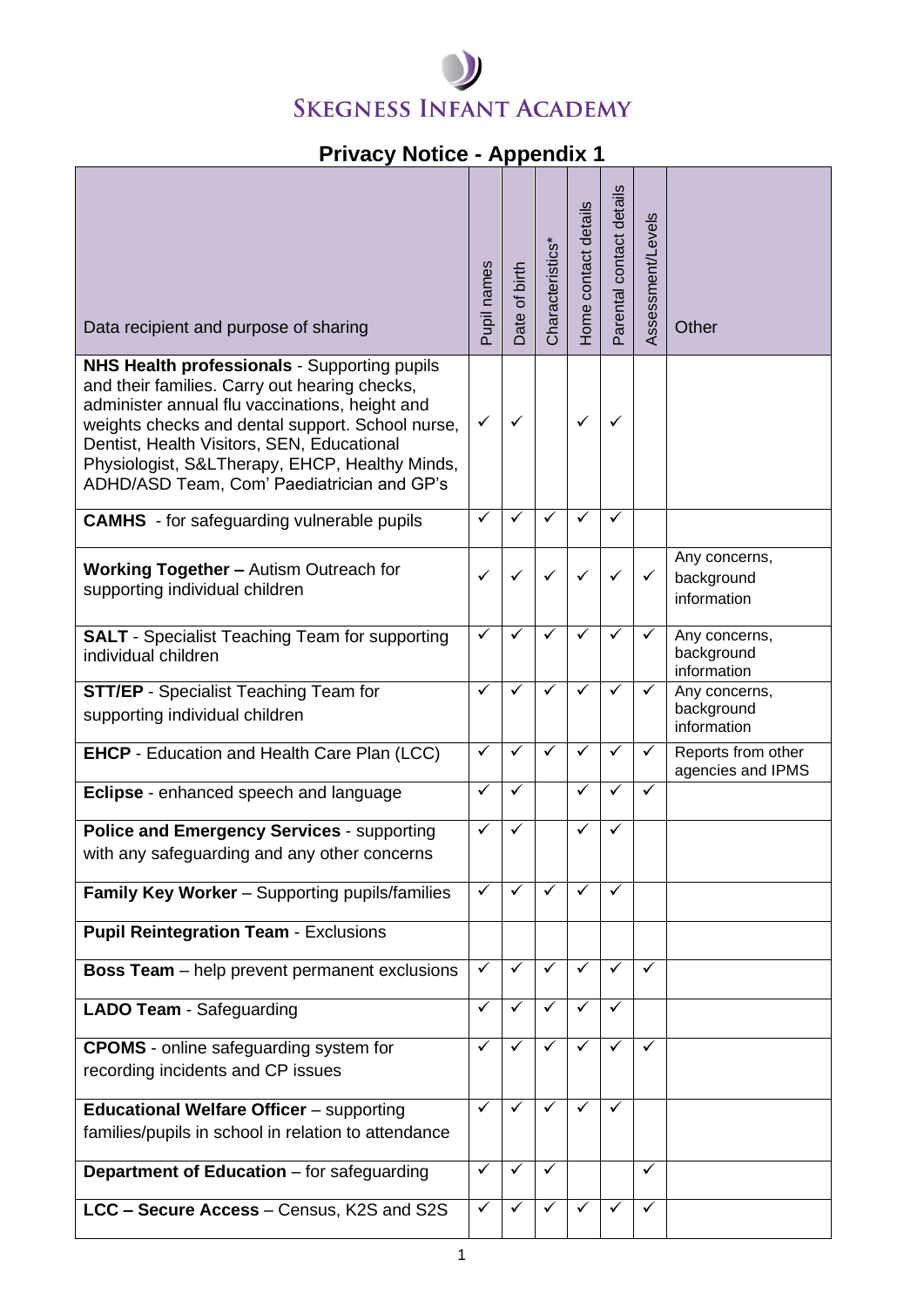# Skegness Infant Academy

## Privacy Notice - Appendix 1

| Data recipient and purpose of sharing | Pupil names | Date of birth | Characteristics* | Home contact details | Parental contact details | Assessment/Levels | Other |
|---|---|---|---|---|---|---|---|
| **NHS Health professionals** - Supporting pupils and their families. Carry out hearing checks, administer annual flu vaccinations, height and weights checks and dental support. School nurse, Dentist, Health Visitors, SEN, Educational Physiologist, S&LTherapy, EHCP, Healthy Minds, ADHD/ASD Team, Com' Paediatrician and GP's | ✓ | ✓ | | ✓ | ✓ | | |
| **CAMHS** - for safeguarding vulnerable pupils | ✓ | ✓ | ✓ | ✓ | ✓ | | |
| **Working Together –** Autism Outreach for supporting individual children | ✓ | ✓ | ✓ | ✓ | ✓ | ✓ | Any concerns, background information |
| **SALT** - Specialist Teaching Team for supporting individual children | ✓ | ✓ | ✓ | ✓ | ✓ | ✓ | Any concerns, background information |
| **STT/EP** - Specialist Teaching Team for supporting individual children | ✓ | ✓ | ✓ | ✓ | ✓ | ✓ | Any concerns, background information |
| **EHCP** - Education and Health Care Plan (LCC) | ✓ | ✓ | ✓ | ✓ | ✓ | ✓ | Reports from other agencies and IPMS |
| **Eclipse** - enhanced speech and language | ✓ | ✓ | | ✓ | ✓ | ✓ | |
| **Police and Emergency Services** - supporting with any safeguarding and any other concerns | ✓ | ✓ | | ✓ | ✓ | | |
| **Family Key Worker** – Supporting pupils/families | ✓ | ✓ | ✓ | ✓ | ✓ | | |
| **Pupil Reintegration Team** - Exclusions | | | | | | | |
| **Boss Team** – help prevent permanent exclusions | ✓ | ✓ | ✓ | ✓ | ✓ | ✓ | |
| **LADO Team** - Safeguarding | ✓ | ✓ | ✓ | ✓ | ✓ | | |
| **CPOMS** - online safeguarding system for recording incidents and CP issues | ✓ | ✓ | ✓ | ✓ | ✓ | ✓ | |
| **Educational Welfare Officer** – supporting families/pupils in school in relation to attendance | ✓ | ✓ | ✓ | ✓ | ✓ | | |
| **Department of Education** – for safeguarding | ✓ | ✓ | ✓ | | | ✓ | |
| **LCC – Secure Access** – Census, K2S and S2S | ✓ | ✓ | ✓ | ✓ | ✓ | ✓ | |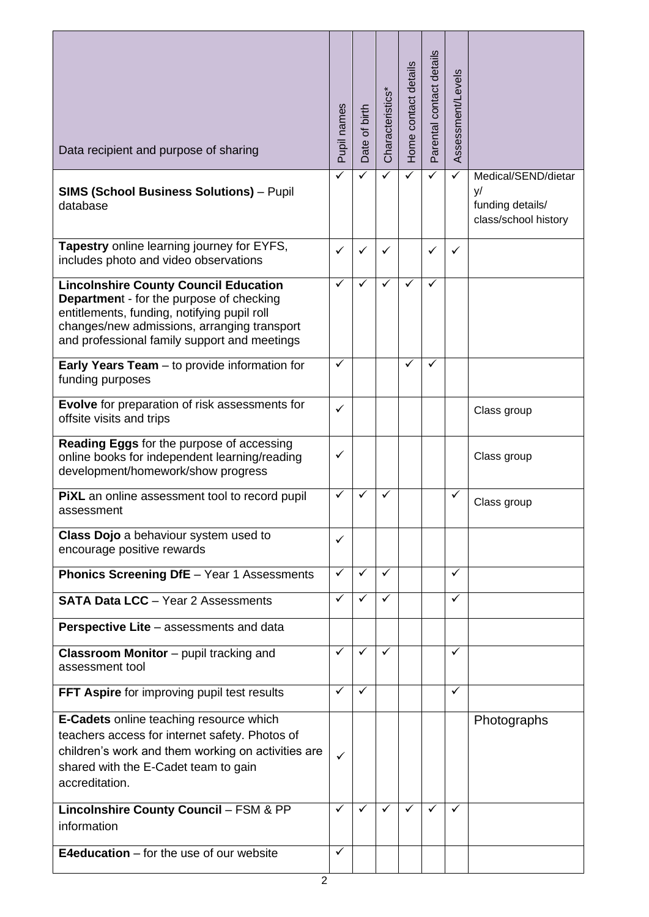| Data recipient and purpose of sharing | Pupil names | Date of birth | Characteristics* | Home contact details | Parental contact details | Assessment/Levels | |
|---|---|---|---|---|---|---|---|
| **SIMS (School Business Solutions)** – Pupil database | ✓ | ✓ | ✓ | ✓ | ✓ | ✓ | Medical/SEND/dietary/ funding details/ class/school history |
| **Tapestry** online learning journey for EYFS, includes photo and video observations | ✓ | ✓ | ✓ | | ✓ | ✓ | |
| **Lincolnshire County Council Education Department** - for the purpose of checking entitlements, funding, notifying pupil roll changes/new admissions, arranging transport and professional family support and meetings | ✓ | ✓ | ✓ | ✓ | ✓ | | |
| **Early Years Team** – to provide information for funding purposes | ✓ | | | ✓ | ✓ | | |
| **Evolve** for preparation of risk assessments for offsite visits and trips | ✓ | | | | | | Class group |
| **Reading Eggs** for the purpose of accessing online books for independent learning/reading development/homework/show progress | ✓ | | | | | | Class group |
| **PiXL** an online assessment tool to record pupil assessment | ✓ | ✓ | ✓ | | | ✓ | Class group |
| **Class Dojo** a behaviour system used to encourage positive rewards | ✓ | | | | | | |
| **Phonics Screening DfE** – Year 1 Assessments | ✓ | ✓ | ✓ | | | ✓ | |
| **SATA Data LCC** – Year 2 Assessments | ✓ | ✓ | ✓ | | | ✓ | |
| **Perspective Lite** – assessments and data | | | | | | | |
| **Classroom Monitor** – pupil tracking and assessment tool | ✓ | ✓ | ✓ | | | ✓ | |
| **FFT Aspire** for improving pupil test results | ✓ | ✓ | | | | ✓ | |
| **E-Cadets** online teaching resource which teachers access for internet safety. Photos of children's work and them working on activities are shared with the E-Cadet team to gain accreditation. | ✓ | | | | | | Photographs |
| **Lincolnshire County Council** – FSM & PP information | ✓ | ✓ | ✓ | ✓ | ✓ | ✓ | |
| **E4education** – for the use of our website | ✓ | | | | | | |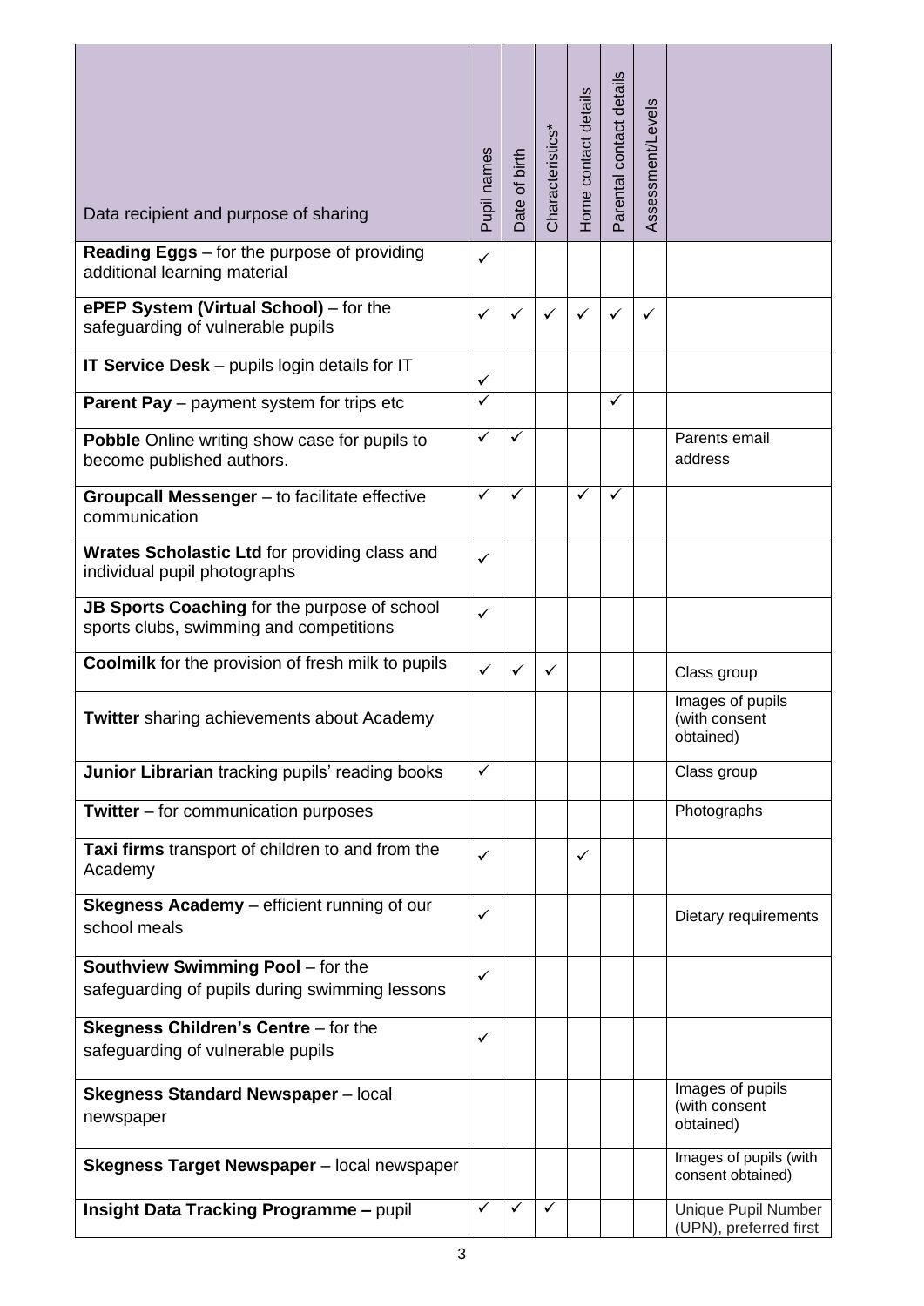| Data recipient and purpose of sharing | Pupil names | Date of birth | Characteristics* | Home contact details | Parental contact details | Assessment/Levels | |
|---|---|---|---|---|---|---|---|
| **Reading Eggs** – for the purpose of providing additional learning material | ✓ | | | | | | |
| **ePEP System (Virtual School)** – for the safeguarding of vulnerable pupils | ✓ | ✓ | ✓ | ✓ | ✓ | ✓ | |
| **IT Service Desk** – pupils login details for IT | ✓ | | | | | | |
| **Parent Pay** – payment system for trips etc | ✓ | | | | ✓ | | |
| **Pobble** Online writing show case for pupils to become published authors. | ✓ | ✓ | | | | | Parents email address |
| **Groupcall Messenger** – to facilitate effective communication | ✓ | ✓ | | ✓ | ✓ | | |
| **Wrates Scholastic Ltd** for providing class and individual pupil photographs | ✓ | | | | | | |
| **JB Sports Coaching** for the purpose of school sports clubs, swimming and competitions | ✓ | | | | | | |
| **Coolmilk** for the provision of fresh milk to pupils | ✓ | ✓ | ✓ | | | | Class group |
| **Twitter** sharing achievements about Academy | | | | | | | Images of pupils (with consent obtained) |
| **Junior Librarian** tracking pupils' reading books | ✓ | | | | | | Class group |
| **Twitter** – for communication purposes | | | | | | | Photographs |
| **Taxi firms** transport of children to and from the Academy | ✓ | | | ✓ | | | |
| **Skegness Academy** – efficient running of our school meals | ✓ | | | | | | Dietary requirements |
| **Southview Swimming Pool** – for the safeguarding of pupils during swimming lessons | ✓ | | | | | | |
| **Skegness Children's Centre** – for the safeguarding of vulnerable pupils | ✓ | | | | | | |
| **Skegness Standard Newspaper** – local newspaper | | | | | | | Images of pupils (with consent obtained) |
| **Skegness Target Newspaper** – local newspaper | | | | | | | Images of pupils (with consent obtained) |
| **Insight Data Tracking Programme –** pupil | ✓ | ✓ | ✓ | | | | Unique Pupil Number (UPN), preferred first |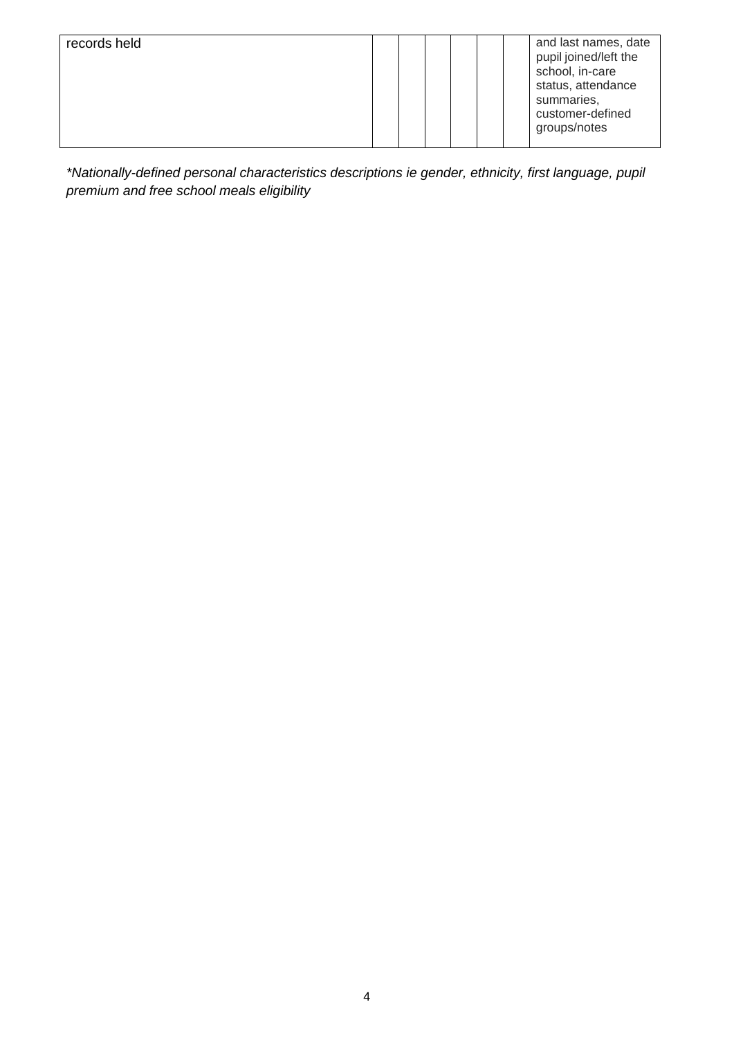| | | | | | | | |
|---|---|---|---|---|---|---|---|
| records held | | | | | | | and last names, date pupil joined/left the school, in-care status, attendance summaries, customer-defined groups/notes |

*\*Nationally-defined personal characteristics descriptions ie gender, ethnicity, first language, pupil premium and free school meals eligibility*